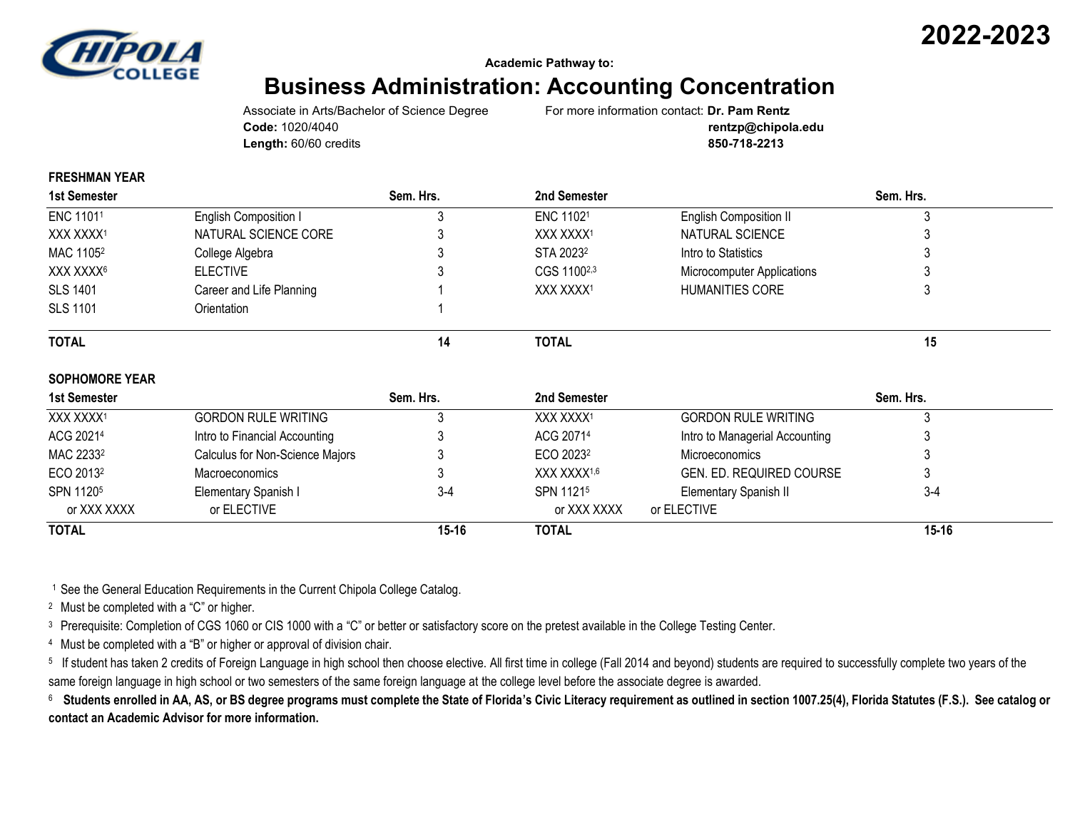2022-2023

Academic Pathway to:

# Business Administration: Accounting Concentration

Associate in Arts/Bachelor of Science Degree
**Code:** 1020/4040
**Length:** 60/60 credits

For more information contact: **Dr. Pam Rentz**
**rentzp@chipola.edu**
**850-718-2213**

## FRESHMAN YEAR

| 1st Semester | | Sem. Hrs. | 2nd Semester | | Sem. Hrs. |
|---|---|---|---|---|---|
| ENC 1101[1] | English Composition I | 3 | ENC 1102[1] | English Composition II | 3 |
| XXX XXXX[1] | NATURAL SCIENCE CORE | 3 | XXX XXXX[1] | NATURAL SCIENCE | 3 |
| MAC 1105[2] | College Algebra | 3 | STA 2023[2] | Intro to Statistics | 3 |
| XXX XXXX[6] | ELECTIVE | 3 | CGS 1100[2,3] | Microcomputer Applications | 3 |
| SLS 1401 | Career and Life Planning | 1 | XXX XXXX[1] | HUMANITIES CORE | 3 |
| SLS 1101 | Orientation | 1 | | | |
| **TOTAL** | | **14** | **TOTAL** | | **15** |

## SOPHOMORE YEAR

| 1st Semester | | Sem. Hrs. | 2nd Semester | | Sem. Hrs. |
|---|---|---|---|---|---|
| XXX XXXX[1] | GORDON RULE WRITING | 3 | XXX XXXX[1] | GORDON RULE WRITING | 3 |
| ACG 2021[4] | Intro to Financial Accounting | 3 | ACG 2071[4] | Intro to Managerial Accounting | 3 |
| MAC 2233[2] | Calculus for Non-Science Majors | 3 | ECO 2023[2] | Microeconomics | 3 |
| ECO 2013[2] | Macroeconomics | 3 | XXX XXXX[1,6] | GEN. ED. REQUIRED COURSE | 3 |
| SPN 1120[5] or XXX XXXX | Elementary Spanish I or ELECTIVE | 3-4 | SPN 1121[5] or XXX XXXX | Elementary Spanish II or ELECTIVE | 3-4 |
| **TOTAL** | | **15-16** | **TOTAL** | | **15-16** |

[1] See the General Education Requirements in the Current Chipola College Catalog.

[2] Must be completed with a "C" or higher.

[3] Prerequisite: Completion of CGS 1060 or CIS 1000 with a "C" or better or satisfactory score on the pretest available in the College Testing Center.

[4] Must be completed with a "B" or higher or approval of division chair.

[5] If student has taken 2 credits of Foreign Language in high school then choose elective. All first time in college (Fall 2014 and beyond) students are required to successfully complete two years of the same foreign language in high school or two semesters of the same foreign language at the college level before the associate degree is awarded.

[6] **Students enrolled in AA, AS, or BS degree programs must complete the State of Florida's Civic Literacy requirement as outlined in section 1007.25(4), Florida Statutes (F.S.). See catalog or contact an Academic Advisor for more information.**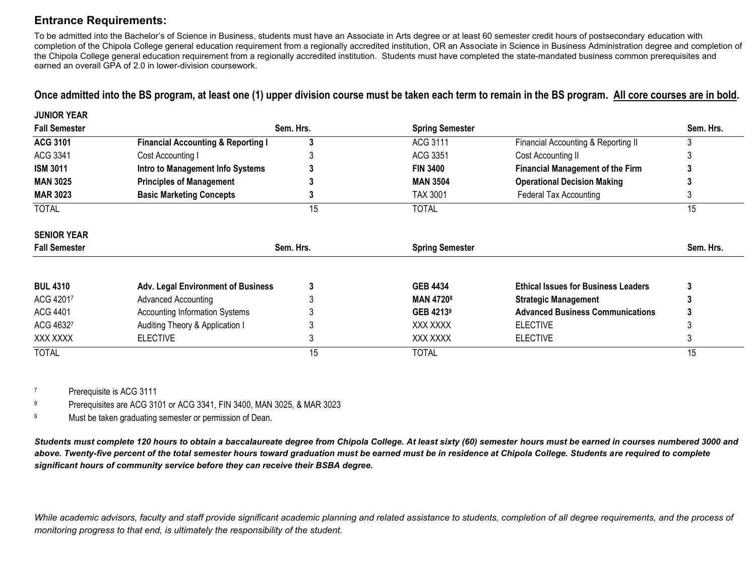## Entrance Requirements:

To be admitted into the Bachelor's of Science in Business, students must have an Associate in Arts degree or at least 60 semester credit hours of postsecondary education with completion of the Chipola College general education requirement from a regionally accredited institution, OR an Associate in Science in Business Administration degree and completion of the Chipola College general education requirement from a regionally accredited institution. Students must have completed the state-mandated business common prerequisites and earned an overall GPA of 2.0 in lower-division coursework.

**Once admitted into the BS program, at least one (1) upper division course must be taken each term to remain in the BS program. All core courses are in bold.**

**JUNIOR YEAR**

| **Fall Semester** | | **Sem. Hrs.** | **Spring Semester** | | **Sem. Hrs.** |
|---|---|---|---|---|---|
| **ACG 3101** | **Financial Accounting & Reporting I** | **3** | ACG 3111 | Financial Accounting & Reporting II | 3 |
| ACG 3341 | Cost Accounting I | 3 | ACG 3351 | Cost Accounting II | 3 |
| **ISM 3011** | **Intro to Management Info Systems** | **3** | **FIN 3400** | **Financial Management of the Firm** | **3** |
| **MAN 3025** | **Principles of Management** | **3** | **MAN 3504** | **Operational Decision Making** | **3** |
| **MAR 3023** | **Basic Marketing Concepts** | **3** | TAX 3001 | Federal Tax Accounting | 3 |
| TOTAL | | 15 | TOTAL | | 15 |

**SENIOR YEAR**

| **Fall Semester** | | **Sem. Hrs.** | **Spring Semester** | | **Sem. Hrs.** |
|---|---|---|---|---|---|
| **BUL 4310** | **Adv. Legal Environment of Business** | **3** | **GEB 4434** | **Ethical Issues for Business Leaders** | **3** |
| ACG 4201[7] | Advanced Accounting | 3 | **MAN 4720[8]** | **Strategic Management** | **3** |
| ACG 4401 | Accounting Information Systems | 3 | **GEB 4213[9]** | **Advanced Business Communications** | **3** |
| ACG 4632[7] | Auditing Theory & Application I | 3 | XXX XXXX | ELECTIVE | 3 |
| XXX XXXX | ELECTIVE | 3 | XXX XXXX | ELECTIVE | 3 |
| TOTAL | | 15 | TOTAL | | 15 |

[7] Prerequisite is ACG 3111

[8] Prerequisites are ACG 3101 or ACG 3341, FIN 3400, MAN 3025, & MAR 3023

[9] Must be taken graduating semester or permission of Dean.

***Students must complete 120 hours to obtain a baccalaureate degree from Chipola College. At least sixty (60) semester hours must be earned in courses numbered 3000 and above. Twenty-five percent of the total semester hours toward graduation must be earned must be in residence at Chipola College. Students are required to complete significant hours of community service before they can receive their BSBA degree.***

*While academic advisors, faculty and staff provide significant academic planning and related assistance to students, completion of all degree requirements, and the process of monitoring progress to that end, is ultimately the responsibility of the student.*